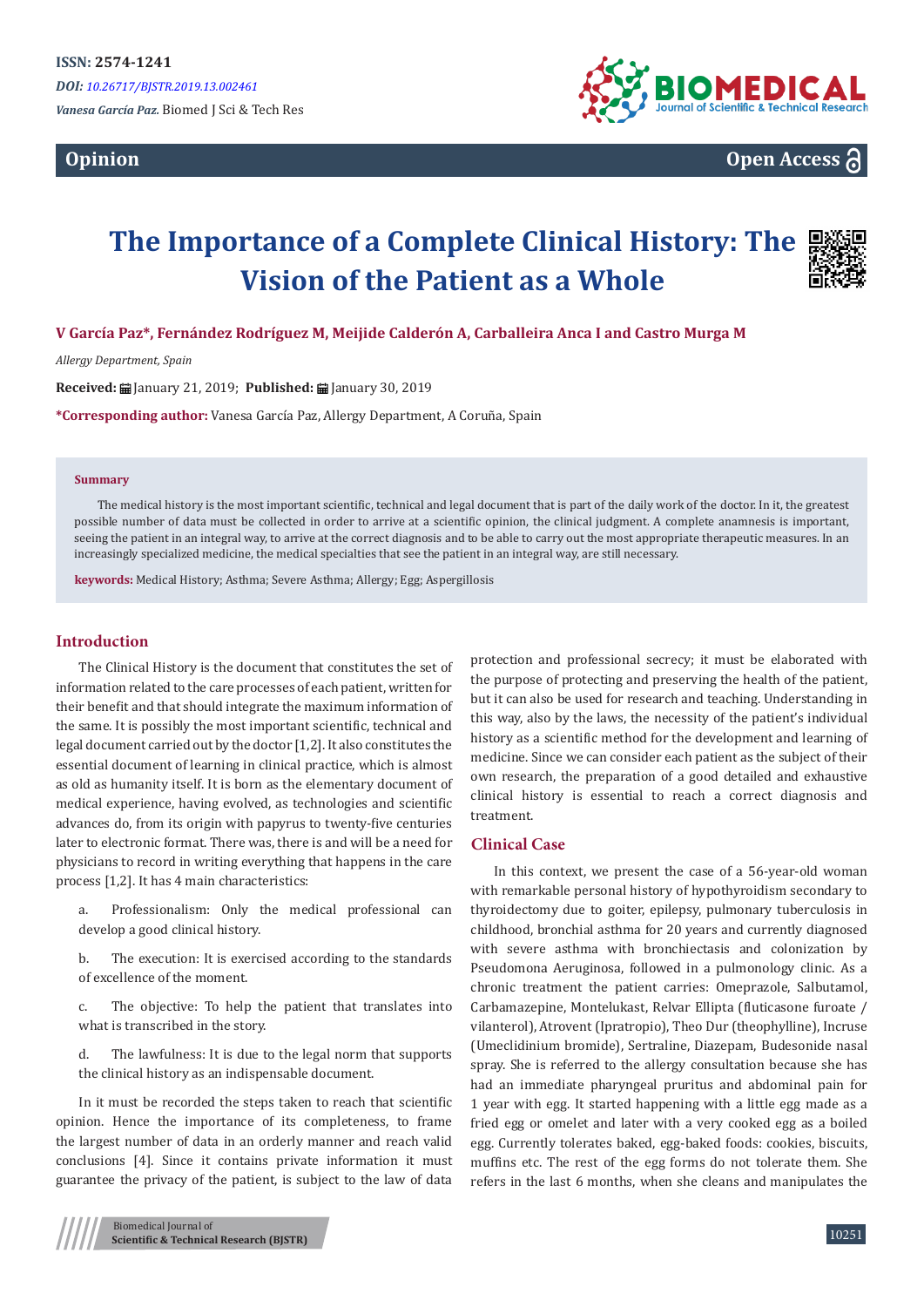ISSN: 2574-1241

*DOI: 10.26717/BJSTR.2019.13.002461*

*Vanesa García Paz.* Biomed J Sci & Tech Res

**Opinion** **Open Access**

# The Importance of a Complete Clinical History: The Vision of the Patient as a Whole

**V García Paz\*, Fernández Rodríguez M, Meijide Calderón A, Carballeira Anca I and Castro Murga M**

*Allergy Department, Spain*

**Received:** January 21, 2019; **Published:** January 30, 2019

**\*Corresponding author:** Vanesa García Paz, Allergy Department, A Coruña, Spain

**Summary**

The medical history is the most important scientific, technical and legal document that is part of the daily work of the doctor. In it, the greatest possible number of data must be collected in order to arrive at a scientific opinion, the clinical judgment. A complete anamnesis is important, seeing the patient in an integral way, to arrive at the correct diagnosis and to be able to carry out the most appropriate therapeutic measures. In an increasingly specialized medicine, the medical specialties that see the patient in an integral way, are still necessary.

**keywords:** Medical History; Asthma; Severe Asthma; Allergy; Egg; Aspergillosis

## Introduction

The Clinical History is the document that constitutes the set of information related to the care processes of each patient, written for their benefit and that should integrate the maximum information of the same. It is possibly the most important scientific, technical and legal document carried out by the doctor [1,2]. It also constitutes the essential document of learning in clinical practice, which is almost as old as humanity itself. It is born as the elementary document of medical experience, having evolved, as technologies and scientific advances do, from its origin with papyrus to twenty-five centuries later to electronic format. There was, there is and will be a need for physicians to record in writing everything that happens in the care process [1,2]. It has 4 main characteristics:

a. Professionalism: Only the medical professional can develop a good clinical history.

b. The execution: It is exercised according to the standards of excellence of the moment.

c. The objective: To help the patient that translates into what is transcribed in the story.

d. The lawfulness: It is due to the legal norm that supports the clinical history as an indispensable document.

In it must be recorded the steps taken to reach that scientific opinion. Hence the importance of its completeness, to frame the largest number of data in an orderly manner and reach valid conclusions [4]. Since it contains private information it must guarantee the privacy of the patient, is subject to the law of data protection and professional secrecy; it must be elaborated with the purpose of protecting and preserving the health of the patient, but it can also be used for research and teaching. Understanding in this way, also by the laws, the necessity of the patient's individual history as a scientific method for the development and learning of medicine. Since we can consider each patient as the subject of their own research, the preparation of a good detailed and exhaustive clinical history is essential to reach a correct diagnosis and treatment.

## Clinical Case

In this context, we present the case of a 56-year-old woman with remarkable personal history of hypothyroidism secondary to thyroidectomy due to goiter, epilepsy, pulmonary tuberculosis in childhood, bronchial asthma for 20 years and currently diagnosed with severe asthma with bronchiectasis and colonization by Pseudomona Aeruginosa, followed in a pulmonology clinic. As a chronic treatment the patient carries: Omeprazole, Salbutamol, Carbamazepine, Montelukast, Relvar Ellipta (fluticasone furoate / vilanterol), Atrovent (Ipratropio), Theo Dur (theophylline), Incruse (Umeclidinium bromide), Sertraline, Diazepam, Budesonide nasal spray. She is referred to the allergy consultation because she has had an immediate pharyngeal pruritus and abdominal pain for 1 year with egg. It started happening with a little egg made as a fried egg or omelet and later with a very cooked egg as a boiled egg. Currently tolerates baked, egg-baked foods: cookies, biscuits, muffins etc. The rest of the egg forms do not tolerate them. She refers in the last 6 months, when she cleans and manipulates the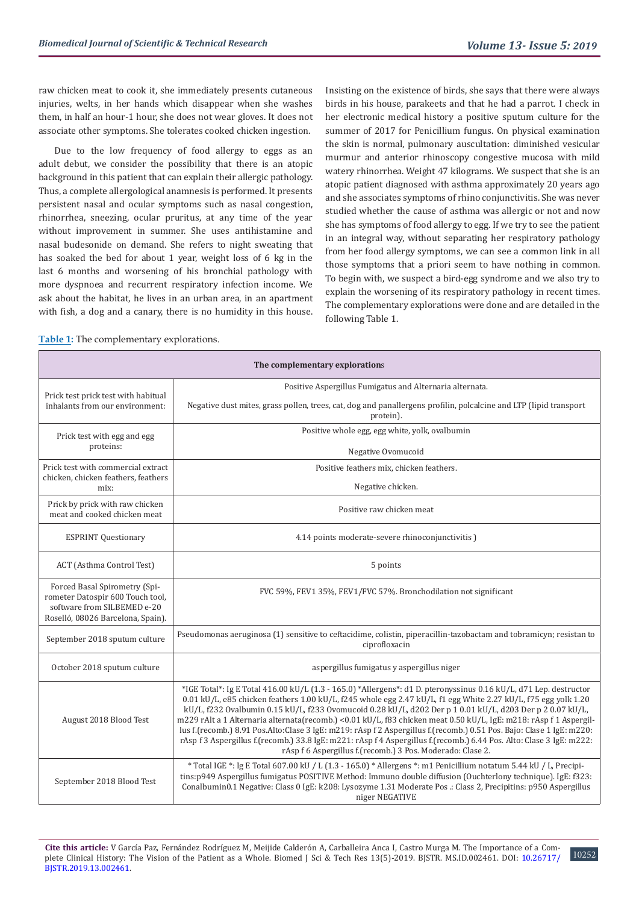raw chicken meat to cook it, she immediately presents cutaneous injuries, welts, in her hands which disappear when she washes them, in half an hour-1 hour, she does not wear gloves. It does not associate other symptoms. She tolerates cooked chicken ingestion.

Due to the low frequency of food allergy to eggs as an adult debut, we consider the possibility that there is an atopic background in this patient that can explain their allergic pathology. Thus, a complete allergological anamnesis is performed. It presents persistent nasal and ocular symptoms such as nasal congestion, rhinorrhea, sneezing, ocular pruritus, at any time of the year without improvement in summer. She uses antihistamine and nasal budesonide on demand. She refers to night sweating that has soaked the bed for about 1 year, weight loss of 6 kg in the last 6 months and worsening of his bronchial pathology with more dyspnoea and recurrent respiratory infection income. We ask about the habitat, he lives in an urban area, in an apartment with fish, a dog and a canary, there is no humidity in this house. Insisting on the existence of birds, she says that there were always birds in his house, parakeets and that he had a parrot. I check in her electronic medical history a positive sputum culture for the summer of 2017 for Penicillium fungus. On physical examination the skin is normal, pulmonary auscultation: diminished vesicular murmur and anterior rhinoscopy congestive mucosa with mild watery rhinorrhea. Weight 47 kilograms. We suspect that she is an atopic patient diagnosed with asthma approximately 20 years ago and she associates symptoms of rhino conjunctivitis. She was never studied whether the cause of asthma was allergic or not and now she has symptoms of food allergy to egg. If we try to see the patient in an integral way, without separating her respiratory pathology from her food allergy symptoms, we can see a common link in all those symptoms that a priori seem to have nothing in common. To begin with, we suspect a bird-egg syndrome and we also try to explain the worsening of its respiratory pathology in recent times. The complementary explorations were done and are detailed in the following Table 1.

**Table 1:** The complementary explorations.

| The complementary explorations | |
|---|---|
| Prick test prick test with habitual inhalants from our environment: | Positive Aspergillus Fumigatus and Alternaria alternata. Negative dust mites, grass pollen, trees, cat, dog and panallergens profilin, polcalcine and LTP (lipid transport protein). |
| Prick test with egg and egg proteins: | Positive whole egg, egg white, yolk, ovalbumin. Negative Ovomucoid |
| Prick test with commercial extract chicken, chicken feathers, feathers mix: | Positive feathers mix, chicken feathers. Negative chicken. |
| Prick by prick with raw chicken meat and cooked chicken meat | Positive raw chicken meat |
| ESPRINT Questionary | 4.14 points moderate-severe rhinoconjunctivitis ) |
| ACT (Asthma Control Test) | 5 points |
| Forced Basal Spirometry (Spirometer Datospir 600 Touch tool, software from SILBEMED e-20 Roselló, 08026 Barcelona, Spain). | FVC 59%, FEV1 35%, FEV1/FVC 57%. Bronchodilation not significant |
| September 2018 sputum culture | Pseudomonas aeruginosa (1) sensitive to ceftacidime, colistin, piperacillin-tazobactam and tobramicyn; resistan to ciprofloxacin |
| October 2018 sputum culture | aspergillus fumigatus y aspergillus niger |
| August 2018 Blood Test | *IGE Total*: Ig E Total 416.00 kU/L (1.3 - 165.0) *Allergens*: d1 D. pteronyssinus 0.16 kU/L, d71 Lep. destructor 0.01 kU/L, e85 chicken feathers 1.00 kU/L, f245 whole egg 2.47 kU/L, f1 egg White 2.27 kU/L, f75 egg yolk 1.20 kU/L, f232 Ovalbumin 0.15 kU/L, f233 Ovomucoid 0.28 kU/L, d202 Der p 1 0.01 kU/L, d203 Der p 2 0.07 kU/L, m229 rAlt a 1 Alternaria alternata(recomb.) <0.01 kU/L, f83 chicken meat 0.50 kU/L, IgE: m218: rAsp f 1 Aspergillus f.(recomb.) 8.91 Pos.Alto:Clase 3 IgE: m219: rAsp f 2 Aspergillus f.(recomb.) 0.51 Pos. Bajo: Clase 1 IgE: m220: rAsp f 3 Aspergillus f.(recomb.) 33.8 IgE: m221: rAsp f 4 Aspergillus f.(recomb.) 6.44 Pos. Alto: Clase 3 IgE: m222: rAsp f 6 Aspergillus f.(recomb.) 3 Pos. Moderado: Clase 2. |
| September 2018 Blood Test | * Total IGE *: Ig E Total 607.00 kU / L (1.3 - 165.0) * Allergens *: m1 Penicillium notatum 5.44 kU / L, Precipitins:p949 Aspergillus fumigatus POSITIVE Method: Immuno double diffusion (Ouchterlony technique). IgE: f323: Conalbumin0.1 Negative: Class 0 IgE: k208: Lysozyme 1.31 Moderate Pos .: Class 2, Precipitins: p950 Aspergillus niger NEGATIVE |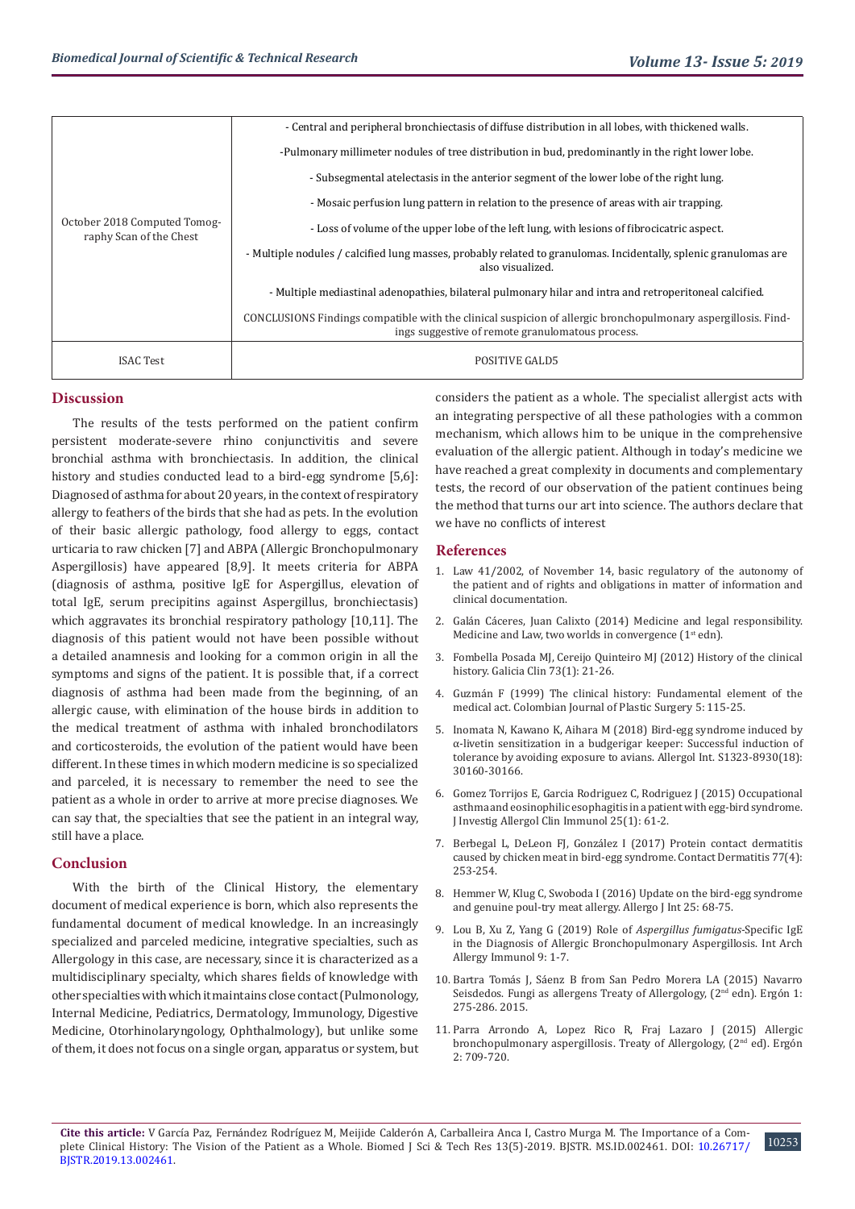| | |
|---|---|
| October 2018 Computed Tomography Scan of the Chest | - Central and peripheral bronchiectasis of diffuse distribution in all lobes, with thickened walls.<br>-Pulmonary millimeter nodules of tree distribution in bud, predominantly in the right lower lobe.<br>- Subsegmental atelectasis in the anterior segment of the lower lobe of the right lung.<br>- Mosaic perfusion lung pattern in relation to the presence of areas with air trapping.<br>- Loss of volume of the upper lobe of the left lung, with lesions of fibrocicatric aspect.<br>- Multiple nodules / calcified lung masses, probably related to granulomas. Incidentally, splenic granulomas are also visualized.<br>- Multiple mediastinal adenopathies, bilateral pulmonary hilar and intra and retroperitoneal calcified.<br>CONCLUSIONS Findings compatible with the clinical suspicion of allergic bronchopulmonary aspergillosis. Findings suggestive of remote granulomatous process. |
| ISAC Test | POSITIVE GALD5 |

## Discussion

The results of the tests performed on the patient confirm persistent moderate-severe rhino conjunctivitis and severe bronchial asthma with bronchiectasis. In addition, the clinical history and studies conducted lead to a bird-egg syndrome [5,6]: Diagnosed of asthma for about 20 years, in the context of respiratory allergy to feathers of the birds that she had as pets. In the evolution of their basic allergic pathology, food allergy to eggs, contact urticaria to raw chicken [7] and ABPA (Allergic Bronchopulmonary Aspergillosis) have appeared [8,9]. It meets criteria for ABPA (diagnosis of asthma, positive IgE for Aspergillus, elevation of total IgE, serum precipitins against Aspergillus, bronchiectasis) which aggravates its bronchial respiratory pathology [10,11]. The diagnosis of this patient would not have been possible without a detailed anamnesis and looking for a common origin in all the symptoms and signs of the patient. It is possible that, if a correct diagnosis of asthma had been made from the beginning, of an allergic cause, with elimination of the house birds in addition to the medical treatment of asthma with inhaled bronchodilators and corticosteroids, the evolution of the patient would have been different. In these times in which modern medicine is so specialized and parceled, it is necessary to remember the need to see the patient as a whole in order to arrive at more precise diagnoses. We can say that, the specialties that see the patient in an integral way, still have a place.

## Conclusion

With the birth of the Clinical History, the elementary document of medical experience is born, which also represents the fundamental document of medical knowledge. In an increasingly specialized and parceled medicine, integrative specialties, such as Allergology in this case, are necessary, since it is characterized as a multidisciplinary specialty, which shares fields of knowledge with other specialties with which it maintains close contact (Pulmonology, Internal Medicine, Pediatrics, Dermatology, Immunology, Digestive Medicine, Otorhinolaryngology, Ophthalmology), but unlike some of them, it does not focus on a single organ, apparatus or system, but considers the patient as a whole. The specialist allergist acts with an integrating perspective of all these pathologies with a common mechanism, which allows him to be unique in the comprehensive evaluation of the allergic patient. Although in today's medicine we have reached a great complexity in documents and complementary tests, the record of our observation of the patient continues being the method that turns our art into science. The authors declare that we have no conflicts of interest

## References

1. Law 41/2002, of November 14, basic regulatory of the autonomy of the patient and of rights and obligations in matter of information and clinical documentation.
2. Galán Cáceres, Juan Calixto (2014) Medicine and legal responsibility. Medicine and Law, two worlds in convergence (1st edn).
3. Fombella Posada MJ, Cereijo Quinteiro MJ (2012) History of the clinical history. Galicia Clin 73(1): 21-26.
4. Guzmán F (1999) The clinical history: Fundamental element of the medical act. Colombian Journal of Plastic Surgery 5: 115-25.
5. Inomata N, Kawano K, Aihara M (2018) Bird-egg syndrome induced by α-livetin sensitization in a budgerigar keeper: Successful induction of tolerance by avoiding exposure to avians. Allergol Int. S1323-8930(18): 30160-30166.
6. Gomez Torrijos E, Garcia Rodriguez C, Rodriguez J (2015) Occupational asthma and eosinophilic esophagitis in a patient with egg-bird syndrome. J Investig Allergol Clin Immunol 25(1): 61-2.
7. Berbegal L, DeLeon FJ, González I (2017) Protein contact dermatitis caused by chicken meat in bird-egg syndrome. Contact Dermatitis 77(4): 253-254.
8. Hemmer W, Klug C, Swoboda I (2016) Update on the bird-egg syndrome and genuine poul-try meat allergy. Allergo J Int 25: 68-75.
9. Lou B, Xu Z, Yang G (2019) Role of *Aspergillus fumigatus*-Specific IgE in the Diagnosis of Allergic Bronchopulmonary Aspergillosis. Int Arch Allergy Immunol 9: 1-7.
10. Bartra Tomás J, Sáenz B from San Pedro Morera LA (2015) Navarro Seisdedos. Fungi as allergens Treaty of Allergology, (2nd edn). Ergón 1: 275-286. 2015.
11. Parra Arrondo A, Lopez Rico R, Fraj Lazaro J (2015) Allergic bronchopulmonary aspergillosis. Treaty of Allergology, (2nd ed). Ergón 2: 709-720.

**Cite this article:** V García Paz, Fernández Rodríguez M, Meijide Calderón A, Carballeira Anca I, Castro Murga M. The Importance of a Complete Clinical History: The Vision of the Patient as a Whole. Biomed J Sci & Tech Res 13(5)-2019. BJSTR. MS.ID.002461. DOI: 10.26717/BJSTR.2019.13.002461.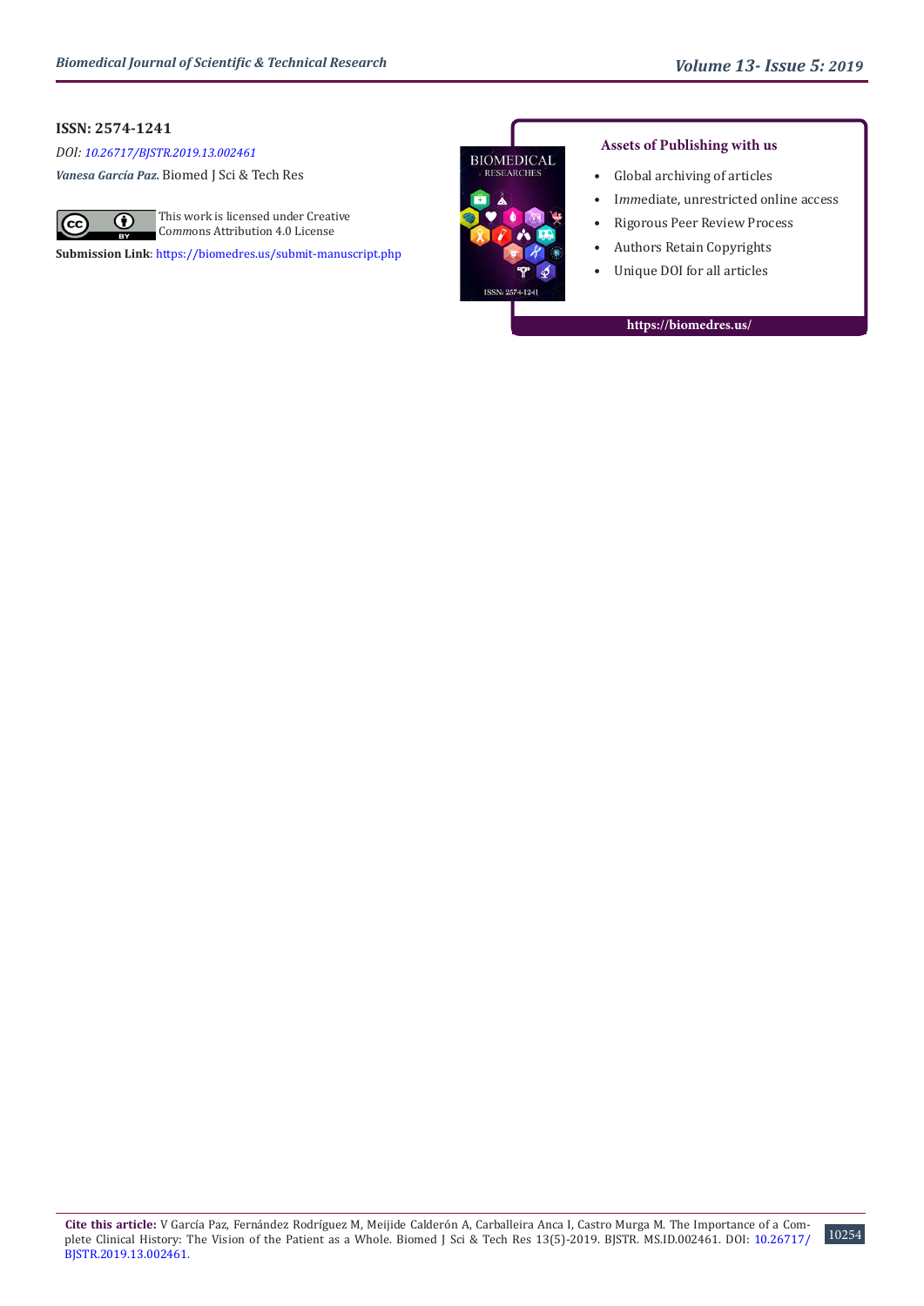**ISSN: 2574-1241**

*DOI: 10.26717/BJSTR.2019.13.002461*

***Vanesa García Paz.*** Biomed J Sci & Tech Res

This work is licensed under Creative Commons Attribution 4.0 License

**Submission Link**: https://biomedres.us/submit-manuscript.php

### Assets of Publishing with us

- Global archiving of articles
- Immediate, unrestricted online access
- Rigorous Peer Review Process
- Authors Retain Copyrights
- Unique DOI for all articles

**https://biomedres.us/**

**Cite this article:** V García Paz, Fernández Rodríguez M, Meijide Calderón A, Carballeira Anca I, Castro Murga M. The Importance of a Complete Clinical History: The Vision of the Patient as a Whole. Biomed J Sci & Tech Res 13(5)-2019. BJSTR. MS.ID.002461. DOI: 10.26717/BJSTR.2019.13.002461.